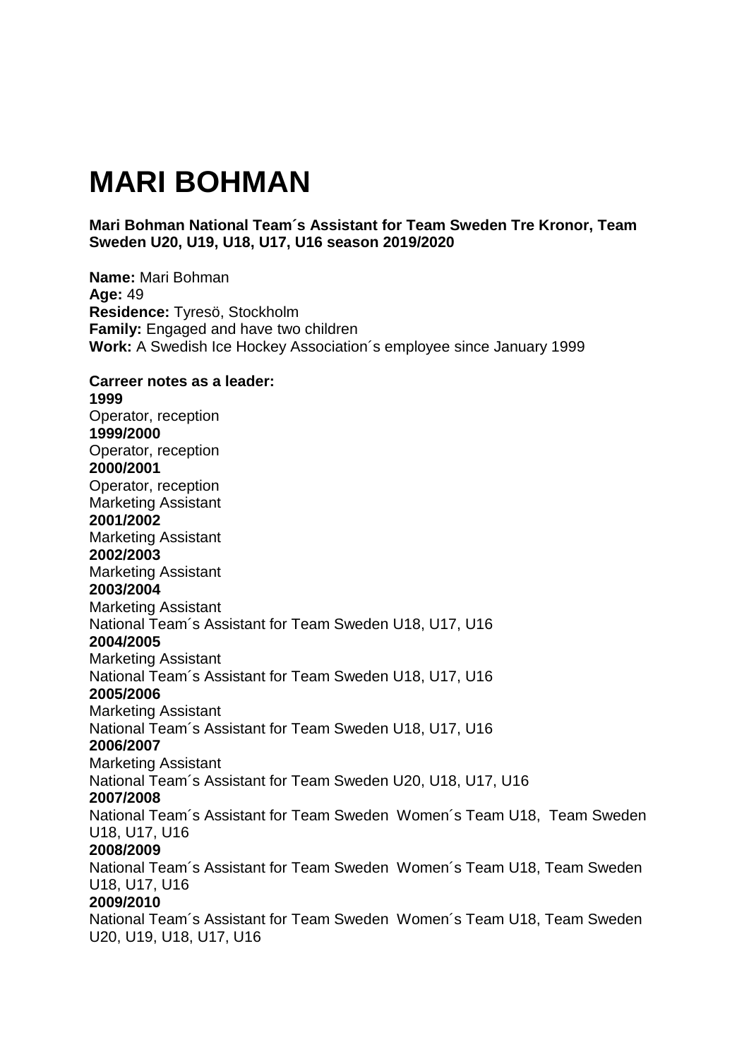# MARI BOHMAN

**Mari Bohman National Team´s Assistant for Team Sweden Tre Kronor, Team Sweden U20, U19, U18, U17, U16 season 2019/2020**

**Name:** Mari Bohman
**Age:** 49
**Residence:** Tyresö, Stockholm
**Family:** Engaged and have two children
**Work:** A Swedish Ice Hockey Association´s employee since January 1999

**Carreer notes as a leader:**
**1999**
Operator, reception
**1999/2000**
Operator, reception
**2000/2001**
Operator, reception
Marketing Assistant
**2001/2002**
Marketing Assistant
**2002/2003**
Marketing Assistant
**2003/2004**
Marketing Assistant
National Team´s Assistant for Team Sweden U18, U17, U16
**2004/2005**
Marketing Assistant
National Team´s Assistant for Team Sweden U18, U17, U16
**2005/2006**
Marketing Assistant
National Team´s Assistant for Team Sweden U18, U17, U16
**2006/2007**
Marketing Assistant
National Team´s Assistant for Team Sweden U20, U18, U17, U16
**2007/2008**
National Team´s Assistant for Team Sweden Women´s Team U18, Team Sweden U18, U17, U16
**2008/2009**
National Team´s Assistant for Team Sweden Women´s Team U18, Team Sweden U18, U17, U16
**2009/2010**
National Team´s Assistant for Team Sweden Women´s Team U18, Team Sweden U20, U19, U18, U17, U16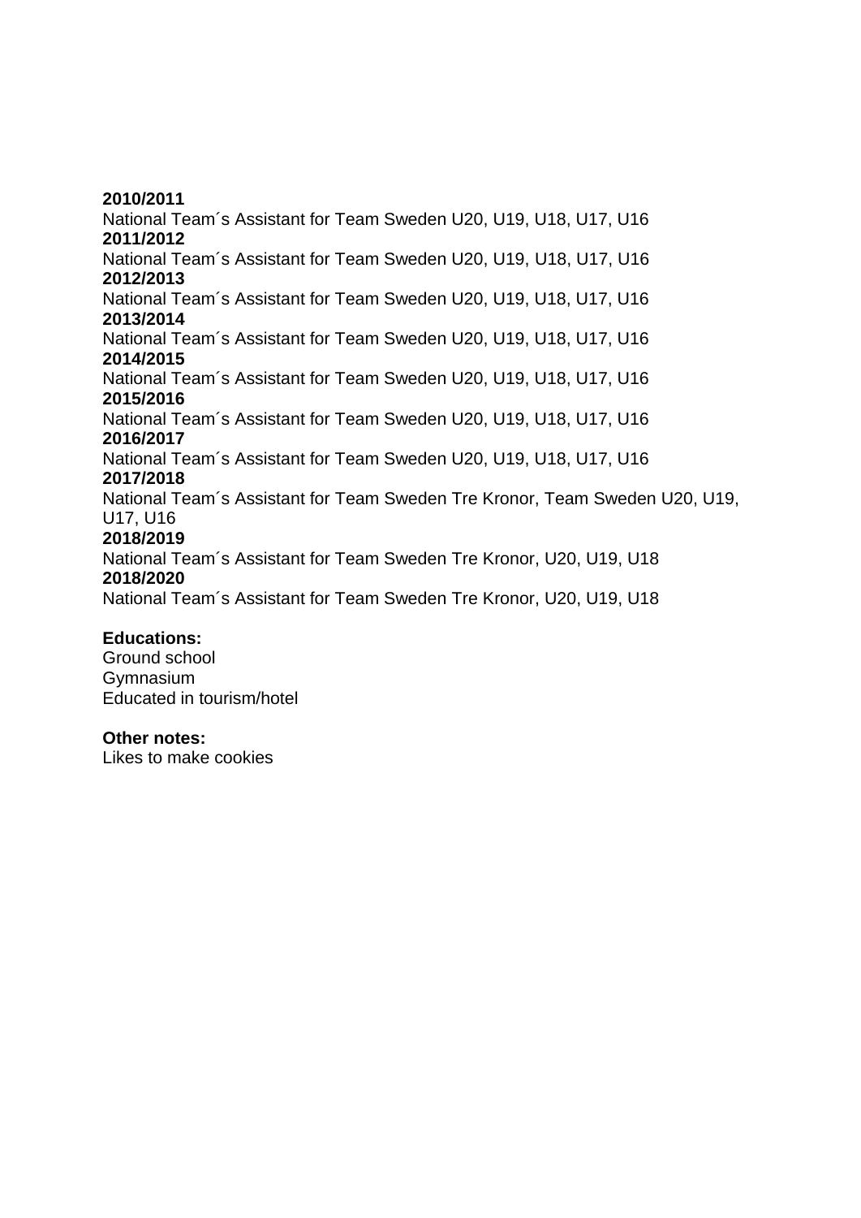**2010/2011**
National Team´s Assistant for Team Sweden U20, U19, U18, U17, U16
**2011/2012**
National Team´s Assistant for Team Sweden U20, U19, U18, U17, U16
**2012/2013**
National Team´s Assistant for Team Sweden U20, U19, U18, U17, U16
**2013/2014**
National Team´s Assistant for Team Sweden U20, U19, U18, U17, U16
**2014/2015**
National Team´s Assistant for Team Sweden U20, U19, U18, U17, U16
**2015/2016**
National Team´s Assistant for Team Sweden U20, U19, U18, U17, U16
**2016/2017**
National Team´s Assistant for Team Sweden U20, U19, U18, U17, U16
**2017/2018**
National Team´s Assistant for Team Sweden Tre Kronor, Team Sweden U20, U19, U17, U16
**2018/2019**
National Team´s Assistant for Team Sweden Tre Kronor, U20, U19, U18
**2018/2020**
National Team´s Assistant for Team Sweden Tre Kronor, U20, U19, U18

**Educations:**
Ground school
Gymnasium
Educated in tourism/hotel

**Other notes:**
Likes to make cookies